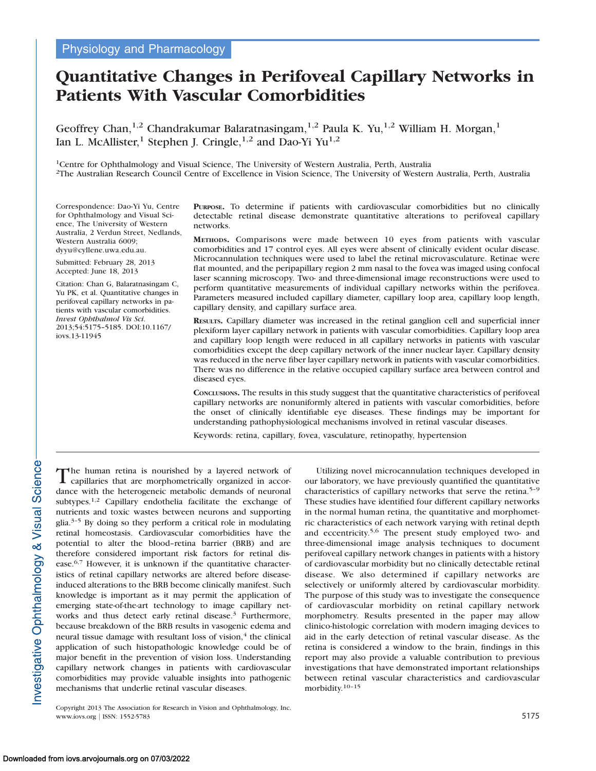Physiology and Pharmacology

# Quantitative Changes in Perifoveal Capillary Networks in Patients With Vascular Comorbidities

Geoffrey Chan,[1,2] Chandrakumar Balaratnasingam,[1,2] Paula K. Yu,[1,2] William H. Morgan,[1] Ian L. McAllister,[1] Stephen J. Cringle,[1,2] and Dao-Yi Yu[1,2]

[1]Centre for Ophthalmology and Visual Science, The University of Western Australia, Perth, Australia
[2]The Australian Research Council Centre of Excellence in Vision Science, The University of Western Australia, Perth, Australia

Correspondence: Dao-Yi Yu, Centre for Ophthalmology and Visual Science, The University of Western Australia, 2 Verdun Street, Nedlands, Western Australia 6009; dyyu@cyllene.uwa.edu.au.

Submitted: February 28, 2013
Accepted: June 18, 2013

Citation: Chan G, Balaratnasingam C, Yu PK, et al. Quantitative changes in perifoveal capillary networks in patients with vascular comorbidities. *Invest Ophthalmol Vis Sci.* 2013;54:5175–5185. DOI:10.1167/iovs.13-11945

**Purpose.** To determine if patients with cardiovascular comorbidities but no clinically detectable retinal disease demonstrate quantitative alterations to perifoveal capillary networks.

**Methods.** Comparisons were made between 10 eyes from patients with vascular comorbidities and 17 control eyes. All eyes were absent of clinically evident ocular disease. Microcannulation techniques were used to label the retinal microvasculature. Retinae were flat mounted, and the peripapillary region 2 mm nasal to the fovea was imaged using confocal laser scanning microscopy. Two- and three-dimensional image reconstructions were used to perform quantitative measurements of individual capillary networks within the perifovea. Parameters measured included capillary diameter, capillary loop area, capillary loop length, capillary density, and capillary surface area.

**Results.** Capillary diameter was increased in the retinal ganglion cell and superficial inner plexiform layer capillary network in patients with vascular comorbidities. Capillary loop area and capillary loop length were reduced in all capillary networks in patients with vascular comorbidities except the deep capillary network of the inner nuclear layer. Capillary density was reduced in the nerve fiber layer capillary network in patients with vascular comorbidities. There was no difference in the relative occupied capillary surface area between control and diseased eyes.

**Conclusions.** The results in this study suggest that the quantitative characteristics of perifoveal capillary networks are nonuniformly altered in patients with vascular comorbidities, before the onset of clinically identifiable eye diseases. These findings may be important for understanding pathophysiological mechanisms involved in retinal vascular diseases.

Keywords: retina, capillary, fovea, vasculature, retinopathy, hypertension

The human retina is nourished by a layered network of capillaries that are morphometrically organized in accordance with the heterogeneic metabolic demands of neuronal subtypes.[1,2] Capillary endothelia facilitate the exchange of nutrients and toxic wastes between neurons and supporting glia.[3–5] By doing so they perform a critical role in modulating retinal homeostasis. Cardiovascular comorbidities have the potential to alter the blood–retina barrier (BRB) and are therefore considered important risk factors for retinal disease.[6,7] However, it is unknown if the quantitative characteristics of retinal capillary networks are altered before disease-induced alterations to the BRB become clinically manifest. Such knowledge is important as it may permit the application of emerging state-of-the-art technology to image capillary networks and thus detect early retinal disease.[3] Furthermore, because breakdown of the BRB results in vasogenic edema and neural tissue damage with resultant loss of vision,[4] the clinical application of such histopathologic knowledge could be of major benefit in the prevention of vision loss. Understanding capillary network changes in patients with cardiovascular comorbidities may provide valuable insights into pathogenic mechanisms that underlie retinal vascular diseases.

Utilizing novel microcannulation techniques developed in our laboratory, we have previously quantified the quantitative characteristics of capillary networks that serve the retina.[5–9] These studies have identified four different capillary networks in the normal human retina, the quantitative and morphometric characteristics of each network varying with retinal depth and eccentricity.[5,6] The present study employed two- and three-dimensional image analysis techniques to document perifoveal capillary network changes in patients with a history of cardiovascular morbidity but no clinically detectable retinal disease. We also determined if capillary networks are selectively or uniformly altered by cardiovascular morbidity. The purpose of this study was to investigate the consequence of cardiovascular morbidity on retinal capillary network morphometry. Results presented in the paper may allow clinico-histologic correlation with modern imaging devices to aid in the early detection of retinal vascular disease. As the retina is considered a window to the brain, findings in this report may also provide a valuable contribution to previous investigations that have demonstrated important relationships between retinal vascular characteristics and cardiovascular morbidity.[10–15]

Copyright 2013 The Association for Research in Vision and Ophthalmology, Inc.
www.iovs.org | ISSN: 1552-5783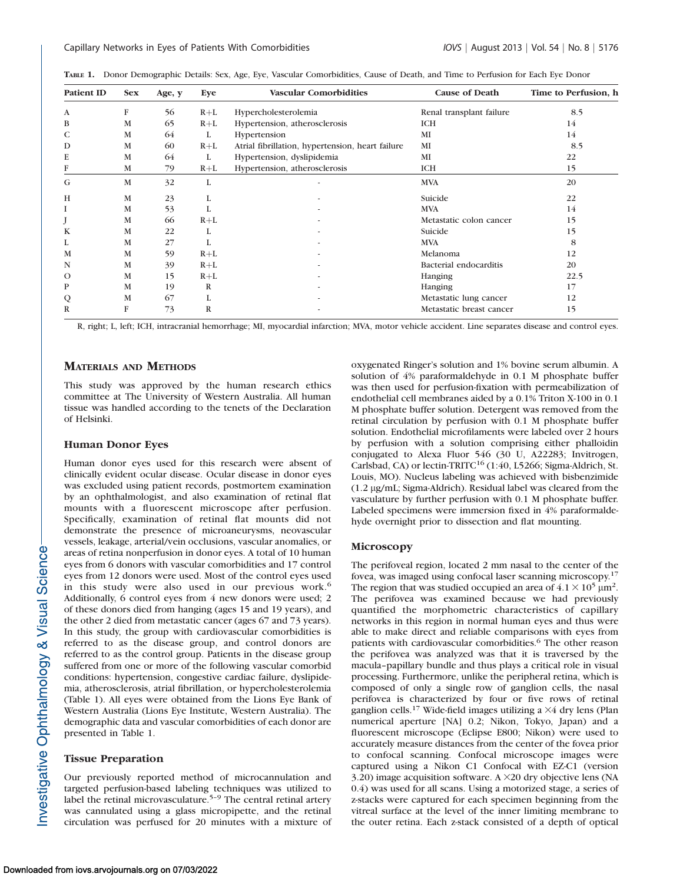**Table 1.** Donor Demographic Details: Sex, Age, Eye, Vascular Comorbidities, Cause of Death, and Time to Perfusion for Each Eye Donor

| Patient ID | Sex | Age, y | Eye | Vascular Comorbidities | Cause of Death | Time to Perfusion, h |
|---|---|---|---|---|---|---|
| A | F | 56 | R+L | Hypercholesterolemia | Renal transplant failure | 8.5 |
| B | M | 65 | R+L | Hypertension, atherosclerosis | ICH | 14 |
| C | M | 64 | L | Hypertension | MI | 14 |
| D | M | 60 | R+L | Atrial fibrillation, hypertension, heart failure | MI | 8.5 |
| E | M | 64 | L | Hypertension, dyslipidemia | MI | 22 |
| F | M | 79 | R+L | Hypertension, atherosclerosis | ICH | 15 |
| G | M | 32 | L | - | MVA | 20 |
| H | M | 23 | L | - | Suicide | 22 |
| I | M | 53 | L | - | MVA | 14 |
| J | M | 66 | R+L | - | Metastatic colon cancer | 15 |
| K | M | 22 | L | - | Suicide | 15 |
| L | M | 27 | L | - | MVA | 8 |
| M | M | 59 | R+L | - | Melanoma | 12 |
| N | M | 39 | R+L | - | Bacterial endocarditis | 20 |
| O | M | 15 | R+L | - | Hanging | 22.5 |
| P | M | 19 | R | - | Hanging | 17 |
| Q | M | 67 | L | - | Metastatic lung cancer | 12 |
| R | F | 73 | R | - | Metastatic breast cancer | 15 |

R, right; L, left; ICH, intracranial hemorrhage; MI, myocardial infarction; MVA, motor vehicle accident. Line separates disease and control eyes.

## Materials and Methods

This study was approved by the human research ethics committee at The University of Western Australia. All human tissue was handled according to the tenets of the Declaration of Helsinki.

### Human Donor Eyes

Human donor eyes used for this research were absent of clinically evident ocular disease. Ocular disease in donor eyes was excluded using patient records, postmortem examination by an ophthalmologist, and also examination of retinal flat mounts with a fluorescent microscope after perfusion. Specifically, examination of retinal flat mounts did not demonstrate the presence of microaneurysms, neovascular vessels, leakage, arterial/vein occlusions, vascular anomalies, or areas of retina nonperfusion in donor eyes. A total of 10 human eyes from 6 donors with vascular comorbidities and 17 control eyes from 12 donors were used. Most of the control eyes used in this study were also used in our previous work.[6] Additionally, 6 control eyes from 4 new donors were used; 2 of these donors died from hanging (ages 15 and 19 years), and the other 2 died from metastatic cancer (ages 67 and 73 years). In this study, the group with cardiovascular comorbidities is referred to as the disease group, and control donors are referred to as the control group. Patients in the disease group suffered from one or more of the following vascular comorbid conditions: hypertension, congestive cardiac failure, dyslipidemia, atherosclerosis, atrial fibrillation, or hypercholesterolemia (Table 1). All eyes were obtained from the Lions Eye Bank of Western Australia (Lions Eye Institute, Western Australia). The demographic data and vascular comorbidities of each donor are presented in Table 1.

### Tissue Preparation

Our previously reported method of microcannulation and targeted perfusion-based labeling techniques was utilized to label the retinal microvasculature.[5–9] The central retinal artery was cannulated using a glass micropipette, and the retinal circulation was perfused for 20 minutes with a mixture of oxygenated Ringer's solution and 1% bovine serum albumin. A solution of 4% paraformaldehyde in 0.1 M phosphate buffer was then used for perfusion-fixation with permeabilization of endothelial cell membranes aided by a 0.1% Triton X-100 in 0.1 M phosphate buffer solution. Detergent was removed from the retinal circulation by perfusion with 0.1 M phosphate buffer solution. Endothelial microfilaments were labeled over 2 hours by perfusion with a solution comprising either phalloidin conjugated to Alexa Fluor 546 (30 U, A22283; Invitrogen, Carlsbad, CA) or lectin-TRITC[16] (1:40, L5266; Sigma-Aldrich, St. Louis, MO). Nucleus labeling was achieved with bisbenzimide (1.2 μg/mL; Sigma-Aldrich). Residual label was cleared from the vasculature by further perfusion with 0.1 M phosphate buffer. Labeled specimens were immersion fixed in 4% paraformaldehyde overnight prior to dissection and flat mounting.

### Microscopy

The perifoveal region, located 2 mm nasal to the center of the fovea, was imaged using confocal laser scanning microscopy.[17] The region that was studied occupied an area of $4.1 \times 10^5$ μm$^2$. The perifovea was examined because we had previously quantified the morphometric characteristics of capillary networks in this region in normal human eyes and thus were able to make direct and reliable comparisons with eyes from patients with cardiovascular comorbidities.[6] The other reason the perifovea was analyzed was that it is traversed by the macula–papillary bundle and thus plays a critical role in visual processing. Furthermore, unlike the peripheral retina, which is composed of only a single row of ganglion cells, the nasal perifovea is characterized by four or five rows of retinal ganglion cells.[17] Wide-field images utilizing a ×4 dry lens (Plan numerical aperture [NA] 0.2; Nikon, Tokyo, Japan) and a fluorescent microscope (Eclipse E800; Nikon) were used to accurately measure distances from the center of the fovea prior to confocal scanning. Confocal microscope images were captured using a Nikon C1 Confocal with EZ-C1 (version 3.20) image acquisition software. A ×20 dry objective lens (NA 0.4) was used for all scans. Using a motorized stage, a series of z-stacks were captured for each specimen beginning from the vitreal surface at the level of the inner limiting membrane to the outer retina. Each z-stack consisted of a depth of optical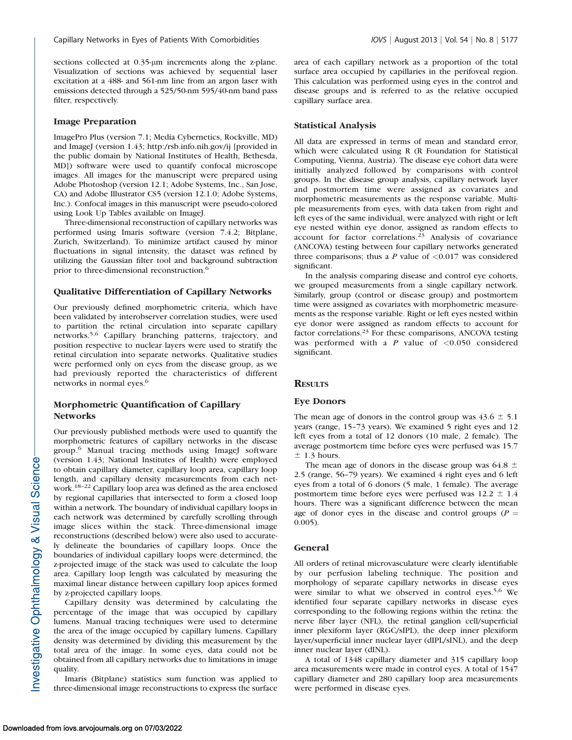sections collected at 0.35-μm increments along the z-plane. Visualization of sections was achieved by sequential laser excitation at a 488- and 561-nm line from an argon laser with emissions detected through a 525/50-nm 595/40-nm band pass filter, respectively.

### Image Preparation

ImagePro Plus (version 7.1; Media Cybernetics, Rockville, MD) and ImageJ (version 1.43; http:/rsb.info.nih.gov/ij [provided in the public domain by National Institutes of Health, Bethesda, MD]) software were used to quantify confocal microscope images. All images for the manuscript were prepared using Adobe Photoshop (version 12.1; Adobe Systems, Inc., San Jose, CA) and Adobe Illustrator CS5 (version 12.1.0; Adobe Systems, Inc.). Confocal images in this manuscript were pseudo-colored using Look Up Tables available on ImageJ.

Three-dimensional reconstruction of capillary networks was performed using Imaris software (version 7.4.2; Bitplane, Zurich, Switzerland). To minimize artifact caused by minor fluctuations in signal intensity, the dataset was refined by utilizing the Gaussian filter tool and background subtraction prior to three-dimensional reconstruction.[6]

### Qualitative Differentiation of Capillary Networks

Our previously defined morphometric criteria, which have been validated by interobserver correlation studies, were used to partition the retinal circulation into separate capillary networks.[5,6] Capillary branching patterns, trajectory, and position respective to nuclear layers were used to stratify the retinal circulation into separate networks. Qualitative studies were performed only on eyes from the disease group, as we had previously reported the characteristics of different networks in normal eyes.[6]

### Morphometric Quantification of Capillary Networks

Our previously published methods were used to quantify the morphometric features of capillary networks in the disease group.[6] Manual tracing methods using ImageJ software (version 1.43; National Institutes of Health) were employed to obtain capillary diameter, capillary loop area, capillary loop length, and capillary density measurements from each network.[18–22] Capillary loop area was defined as the area enclosed by regional capillaries that intersected to form a closed loop within a network. The boundary of individual capillary loops in each network was determined by carefully scrolling through image slices within the stack. Three-dimensional image reconstructions (described below) were also used to accurately delineate the boundaries of capillary loops. Once the boundaries of individual capillary loops were determined, the z-projected image of the stack was used to calculate the loop area. Capillary loop length was calculated by measuring the maximal linear distance between capillary loop apices formed by z-projected capillary loops.

Capillary density was determined by calculating the percentage of the image that was occupied by capillary lumens. Manual tracing techniques were used to determine the area of the image occupied by capillary lumens. Capillary density was determined by dividing this measurement by the total area of the image. In some eyes, data could not be obtained from all capillary networks due to limitations in image quality.

Imaris (Bitplane) statistics sum function was applied to three-dimensional image reconstructions to express the surface area of each capillary network as a proportion of the total surface area occupied by capillaries in the perifoveal region. This calculation was performed using eyes in the control and disease groups and is referred to as the relative occupied capillary surface area.

### Statistical Analysis

All data are expressed in terms of mean and standard error, which were calculated using R (R Foundation for Statistical Computing, Vienna, Austria). The disease eye cohort data were initially analyzed followed by comparisons with control groups. In the disease group analysis, capillary network layer and postmortem time were assigned as covariates and morphometric measurements as the response variable. Multiple measurements from eyes, with data taken from right and left eyes of the same individual, were analyzed with right or left eye nested within eye donor, assigned as random effects to account for factor correlations.[23] Analysis of covariance (ANCOVA) testing between four capillary networks generated three comparisons; thus a $P$ value of $<0.017$ was considered significant.

In the analysis comparing disease and control eye cohorts, we grouped measurements from a single capillary network. Similarly, group (control or disease group) and postmortem time were assigned as covariates with morphometric measurements as the response variable. Right or left eyes nested within eye donor were assigned as random effects to account for factor correlations.[23] For these comparisons, ANCOVA testing was performed with a $P$ value of $<0.050$ considered significant.

## Results

### Eye Donors

The mean age of donors in the control group was 43.6 ± 5.1 years (range, 15–73 years). We examined 5 right eyes and 12 left eyes from a total of 12 donors (10 male, 2 female). The average postmortem time before eyes were perfused was 15.7 ± 1.3 hours.

The mean age of donors in the disease group was 64.8 ± 2.5 (range, 56–79 years). We examined 4 right eyes and 6 left eyes from a total of 6 donors (5 male, 1 female). The average postmortem time before eyes were perfused was 12.2 ± 1.4 hours. There was a significant difference between the mean age of donor eyes in the disease and control groups ($P = 0.005$).

### General

All orders of retinal microvasculature were clearly identifiable by our perfusion labeling technique. The position and morphology of separate capillary networks in disease eyes were similar to what we observed in control eyes.[5,6] We identified four separate capillary networks in disease eyes corresponding to the following regions within the retina: the nerve fiber layer (NFL), the retinal ganglion cell/superficial inner plexiform layer (RGC/sIPL), the deep inner plexiform layer/superficial inner nuclear layer (dIPL/sINL), and the deep inner nuclear layer (dINL).

A total of 1348 capillary diameter and 315 capillary loop area measurements were made in control eyes. A total of 1547 capillary diameter and 280 capillary loop area measurements were performed in disease eyes.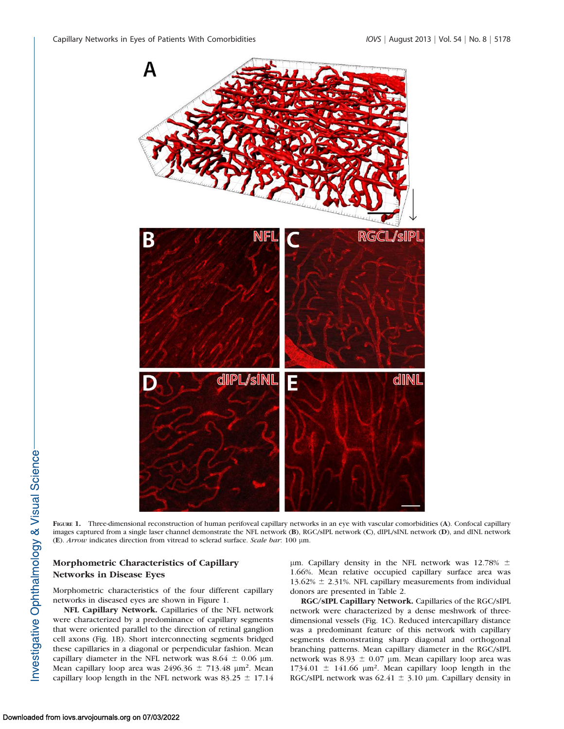**Figure 1.** Three-dimensional reconstruction of human perifoveal capillary networks in an eye with vascular comorbidities (**A**). Confocal capillary images captured from a single laser channel demonstrate the NFL network (**B**), RGC/sIPL network (**C**), dIPL/sINL network (**D**), and dINL network (**E**). *Arrow* indicates direction from vitread to sclerad surface. *Scale bar*: 100 μm.

### Morphometric Characteristics of Capillary Networks in Disease Eyes

Morphometric characteristics of the four different capillary networks in diseased eyes are shown in Figure 1.

**NFL Capillary Network.** Capillaries of the NFL network were characterized by a predominance of capillary segments that were oriented parallel to the direction of retinal ganglion cell axons (Fig. 1B). Short interconnecting segments bridged these capillaries in a diagonal or perpendicular fashion. Mean capillary diameter in the NFL network was 8.64 ± 0.06 μm. Mean capillary loop area was 2496.36 ± 713.48 μm². Mean capillary loop length in the NFL network was 83.25 ± 17.14 μm. Capillary density in the NFL network was 12.78% ± 1.66%. Mean relative occupied capillary surface area was 13.62% ± 2.31%. NFL capillary measurements from individual donors are presented in Table 2.

**RGC/sIPL Capillary Network.** Capillaries of the RGC/sIPL network were characterized by a dense meshwork of three-dimensional vessels (Fig. 1C). Reduced intercapillary distance was a predominant feature of this network with capillary segments demonstrating sharp diagonal and orthogonal branching patterns. Mean capillary diameter in the RGC/sIPL network was 8.93 ± 0.07 μm. Mean capillary loop area was 1734.01 ± 141.66 μm². Mean capillary loop length in the RGC/sIPL network was 62.41 ± 3.10 μm. Capillary density in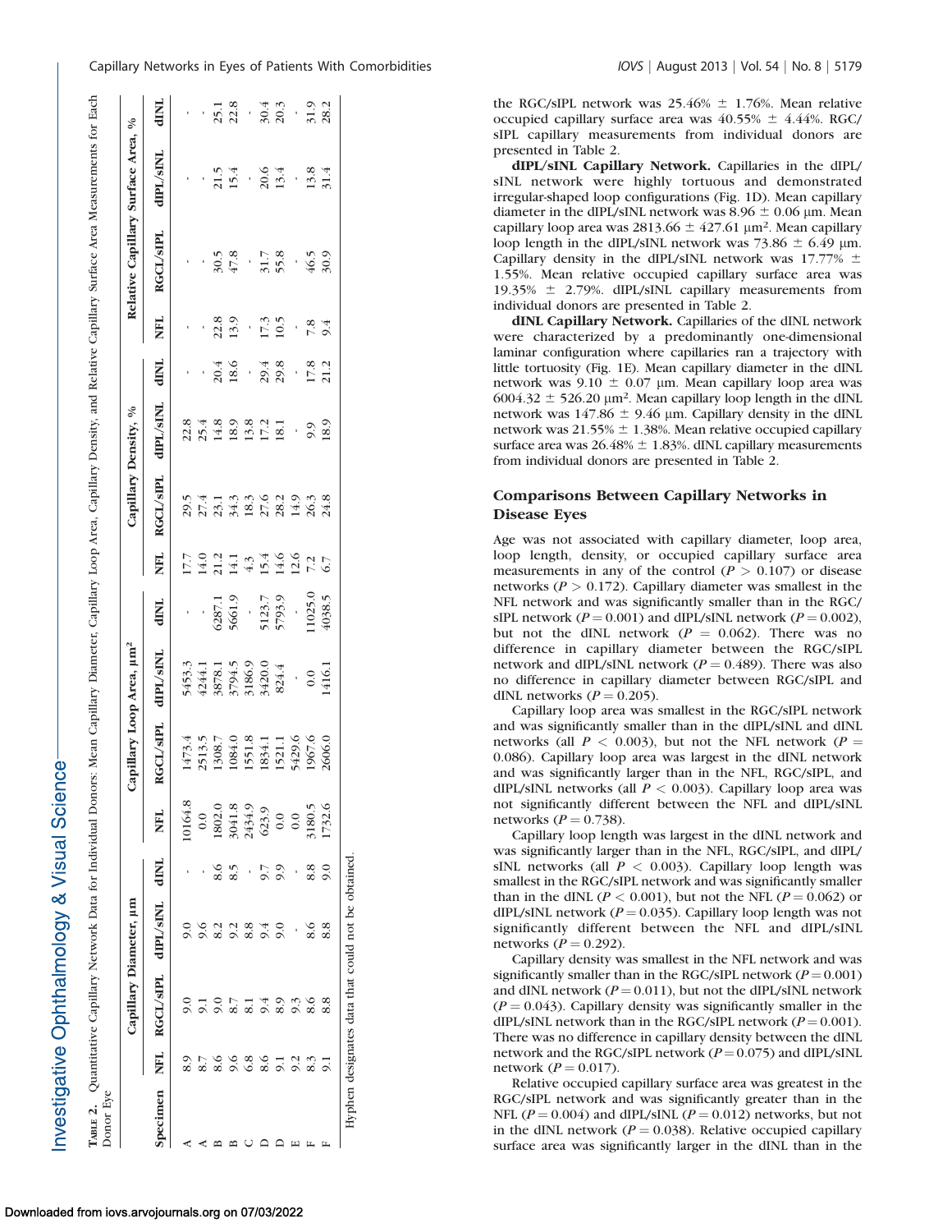**Table 2.** Quantitative Capillary Network Data for Individual Donors: Mean Capillary Diameter, Capillary Loop Area, Capillary Density, and Relative Capillary Surface Area Measurements for Each Donor Eye

| Specimen | Capillary Diameter, µm | | | | Capillary Loop Area, µm² | | | | Capillary Density, % | | | | Relative Capillary Surface Area, % | | | |
|---|---|---|---|---|---|---|---|---|---|---|---|---|---|---|---|---|
| | NFL | RGCL/sIPL | dIPL/sINL | dINL | NFL | RGCL/sIPL | dIPL/sINL | dINL | NFL | RGCL/sIPL | dIPL/sINL | dINL | NFL | RGCL/sIPL | dIPL/sINL | dINL |
| A | 8.9 | 9.0 | 9.0 | - | 10164.8 | 1473.4 | 5453.3 | - | 17.7 | 29.5 | 22.8 | - | - | - | - | - |
| A | 8.7 | 9.1 | 9.6 | - | 0.0 | 2513.5 | 4244.1 | - | 14.0 | 27.4 | 25.4 | - | - | - | - | - |
| B | 8.6 | 9.0 | 8.2 | 8.6 | 1802.0 | 1308.7 | 3878.1 | 6287.1 | 21.2 | 23.1 | 14.8 | 20.4 | 22.8 | 30.5 | 21.5 | 25.1 |
| B | 9.6 | 8.7 | 9.2 | 8.5 | 3041.8 | 1084.0 | 3794.5 | 5661.9 | 14.1 | 34.3 | 18.9 | 18.6 | 13.9 | 47.8 | 15.4 | 22.8 |
| C | 6.8 | 8.1 | 8.8 | - | 2434.9 | 1551.8 | 3186.9 | - | 4.3 | 18.3 | 13.8 | - | - | - | - | - |
| D | 8.6 | 9.4 | 9.4 | 9.7 | 623.9 | 1834.1 | 3420.0 | 5123.7 | 15.4 | 27.6 | 17.2 | 29.4 | 17.3 | 31.7 | 20.6 | 30.4 |
| D | 9.1 | 8.9 | 9.0 | 9.9 | 0.0 | 1521.1 | 824.4 | 5793.9 | 14.6 | 28.2 | 18.1 | 29.8 | 10.5 | 55.8 | 13.4 | 20.3 |
| E | 9.2 | 9.3 | - | - | 0.0 | 5429.6 | - | - | 12.6 | 14.9 | - | - | - | - | - | - |
| F | 8.3 | 8.6 | 8.6 | 8.8 | 3180.5 | 1967.6 | 0.0 | 11025.0 | 7.2 | 26.3 | 9.9 | 17.8 | 7.8 | 46.5 | 13.8 | 31.9 |
| F | 9.1 | 8.8 | 8.8 | 9.0 | 1732.6 | 2606.0 | 1416.1 | 4038.5 | 6.7 | 24.8 | 18.9 | 21.2 | 9.4 | 30.9 | 31.4 | 28.2 |

Hyphen designates data that could not be obtained.

the RGC/sIPL network was 25.46% ± 1.76%. Mean relative occupied capillary surface area was 40.55% ± 4.44%. RGC/sIPL capillary measurements from individual donors are presented in Table 2.

**dIPL/sINL Capillary Network.** Capillaries in the dIPL/sINL network were highly tortuous and demonstrated irregular-shaped loop configurations (Fig. 1D). Mean capillary diameter in the dIPL/sINL network was 8.96 ± 0.06 µm. Mean capillary loop area was 2813.66 ± 427.61 µm². Mean capillary loop length in the dIPL/sINL network was 73.86 ± 6.49 µm. Capillary density in the dIPL/sINL network was 17.77% ± 1.55%. Mean relative occupied capillary surface area was 19.35% ± 2.79%. dIPL/sINL capillary measurements from individual donors are presented in Table 2.

**dINL Capillary Network.** Capillaries of the dINL network were characterized by a predominantly one-dimensional laminar configuration where capillaries ran a trajectory with little tortuosity (Fig. 1E). Mean capillary diameter in the dINL network was 9.10 ± 0.07 µm. Mean capillary loop area was 6004.32 ± 526.20 µm². Mean capillary loop length in the dINL network was 147.86 ± 9.46 µm. Capillary density in the dINL network was 21.55% ± 1.38%. Mean relative occupied capillary surface area was 26.48% ± 1.83%. dINL capillary measurements from individual donors are presented in Table 2.

## Comparisons Between Capillary Networks in Disease Eyes

Age was not associated with capillary diameter, loop area, loop length, density, or occupied capillary surface area measurements in any of the control ($P > 0.107$) or disease networks ($P > 0.172$). Capillary diameter was smallest in the NFL network and was significantly smaller than in the RGC/sIPL network ($P = 0.001$) and dIPL/sINL network ($P = 0.002$), but not the dINL network ($P = 0.062$). There was no difference in capillary diameter between the RGC/sIPL network and dIPL/sINL network ($P = 0.489$). There was also no difference in capillary diameter between RGC/sIPL and dINL networks ($P = 0.205$).

Capillary loop area was smallest in the RGC/sIPL network and was significantly smaller than in the dIPL/sINL and dINL networks (all $P < 0.003$), but not the NFL network ($P = 0.086$). Capillary loop area was largest in the dINL network and was significantly larger than in the NFL, RGC/sIPL, and dIPL/sINL networks (all $P < 0.003$). Capillary loop area was not significantly different between the NFL and dIPL/sINL networks ($P = 0.738$).

Capillary loop length was largest in the dINL network and was significantly larger than in the NFL, RGC/sIPL, and dIPL/sINL networks (all $P < 0.003$). Capillary loop length was smallest in the RGC/sIPL network and was significantly smaller than in the dINL ($P < 0.001$), but not the NFL ($P = 0.062$) or dIPL/sINL network ($P = 0.035$). Capillary loop length was not significantly different between the NFL and dIPL/sINL networks ($P = 0.292$).

Capillary density was smallest in the NFL network and was significantly smaller than in the RGC/sIPL network ($P = 0.001$) and dINL network ($P = 0.011$), but not the dIPL/sINL network ($P = 0.043$). Capillary density was significantly smaller in the dIPL/sINL network than in the RGC/sIPL network ($P = 0.001$). There was no difference in capillary density between the dINL network and the RGC/sIPL network ($P = 0.075$) and dIPL/sINL network ($P = 0.017$).

Relative occupied capillary surface area was greatest in the RGC/sIPL network and was significantly greater than in the NFL ($P = 0.004$) and dIPL/sINL ($P = 0.012$) networks, but not in the dINL network ($P = 0.038$). Relative occupied capillary surface area was significantly larger in the dINL than in the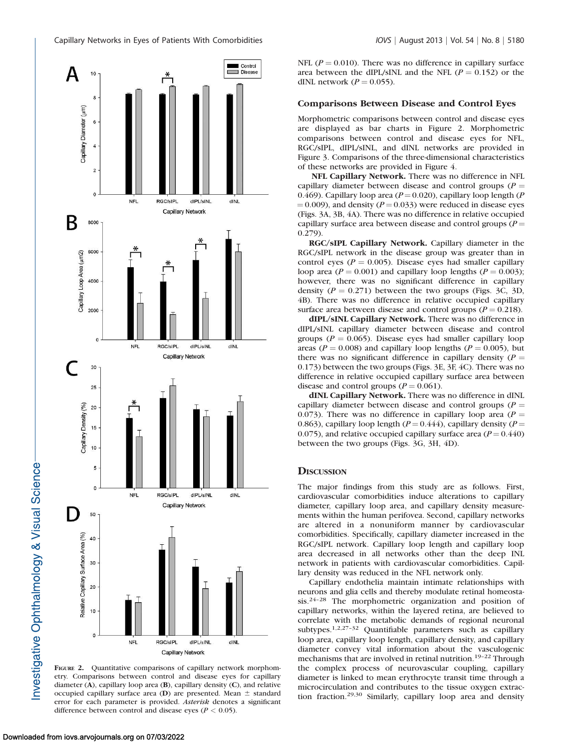FIGURE 2. Quantitative comparisons of capillary network morphometry. Comparisons between control and disease eyes for capillary diameter (**A**), capillary loop area (**B**), capillary density (**C**), and relative occupied capillary surface area (**D**) are presented. Mean ± standard error for each parameter is provided. *Asterisk* denotes a significant difference between control and disease eyes ($P < 0.05$).

NFL ($P = 0.010$). There was no difference in capillary surface area between the dIPL/sINL and the NFL ($P = 0.152$) or the dINL network ($P = 0.055$).

### Comparisons Between Disease and Control Eyes

Morphometric comparisons between control and disease eyes are displayed as bar charts in Figure 2. Morphometric comparisons between control and disease eyes for NFL, RGC/sIPL, dIPL/sINL, and dINL networks are provided in Figure 3. Comparisons of the three-dimensional characteristics of these networks are provided in Figure 4.

**NFL Capillary Network.** There was no difference in NFL capillary diameter between disease and control groups ($P = 0.469$). Capillary loop area ($P = 0.020$), capillary loop length ($P = 0.009$), and density ($P = 0.033$) were reduced in disease eyes (Figs. 3A, 3B, 4A). There was no difference in relative occupied capillary surface area between disease and control groups ($P = 0.279$).

**RGC/sIPL Capillary Network.** Capillary diameter in the RGC/sIPL network in the disease group was greater than in control eyes ($P = 0.005$). Disease eyes had smaller capillary loop area ($P = 0.001$) and capillary loop lengths ($P = 0.003$); however, there was no significant difference in capillary density ($P = 0.271$) between the two groups (Figs. 3C, 3D, 4B). There was no difference in relative occupied capillary surface area between disease and control groups ($P = 0.218$).

**dIPL/sINL Capillary Network.** There was no difference in dIPL/sINL capillary diameter between disease and control groups ($P = 0.065$). Disease eyes had smaller capillary loop areas ($P = 0.008$) and capillary loop lengths ($P = 0.005$), but there was no significant difference in capillary density ($P = 0.173$) between the two groups (Figs. 3E, 3F, 4C). There was no difference in relative occupied capillary surface area between disease and control groups ($P = 0.061$).

**dINL Capillary Network.** There was no difference in dINL capillary diameter between disease and control groups ($P = 0.073$). There was no difference in capillary loop area ($P = 0.863$), capillary loop length ($P = 0.444$), capillary density ($P = 0.075$), and relative occupied capillary surface area ($P = 0.440$) between the two groups (Figs. 3G, 3H, 4D).

## Discussion

The major findings from this study are as follows. First, cardiovascular comorbidities induce alterations to capillary diameter, capillary loop area, and capillary density measurements within the human perifovea. Second, capillary networks are altered in a nonuniform manner by cardiovascular comorbidities. Specifically, capillary diameter increased in the RGC/sIPL network. Capillary loop length and capillary loop area decreased in all networks other than the deep INL network in patients with cardiovascular comorbidities. Capillary density was reduced in the NFL network only.

Capillary endothelia maintain intimate relationships with neurons and glia cells and thereby modulate retinal homeostasis.[24–28] The morphometric organization and position of capillary networks, within the layered retina, are believed to correlate with the metabolic demands of regional neuronal subtypes.[1,2,27–32] Quantifiable parameters such as capillary loop area, capillary loop length, capillary density, and capillary diameter convey vital information about the vasculogenic mechanisms that are involved in retinal nutrition.[19–22] Through the complex process of neurovascular coupling, capillary diameter is linked to mean erythrocyte transit time through a microcirculation and contributes to the tissue oxygen extraction fraction.[29,30] Similarly, capillary loop area and density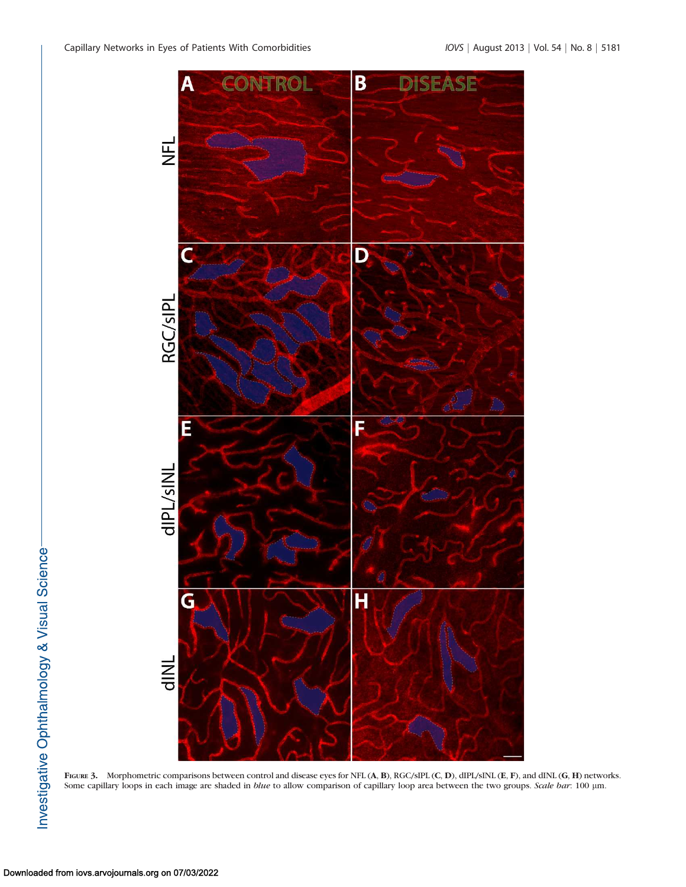**FIGURE 3.** Morphometric comparisons between control and disease eyes for NFL (**A**, **B**), RGC/sIPL (**C**, **D**), dIPL/sINL (**E**, **F**), and dINL (**G**, **H**) networks. Some capillary loops in each image are shaded in *blue* to allow comparison of capillary loop area between the two groups. *Scale bar*: 100 µm.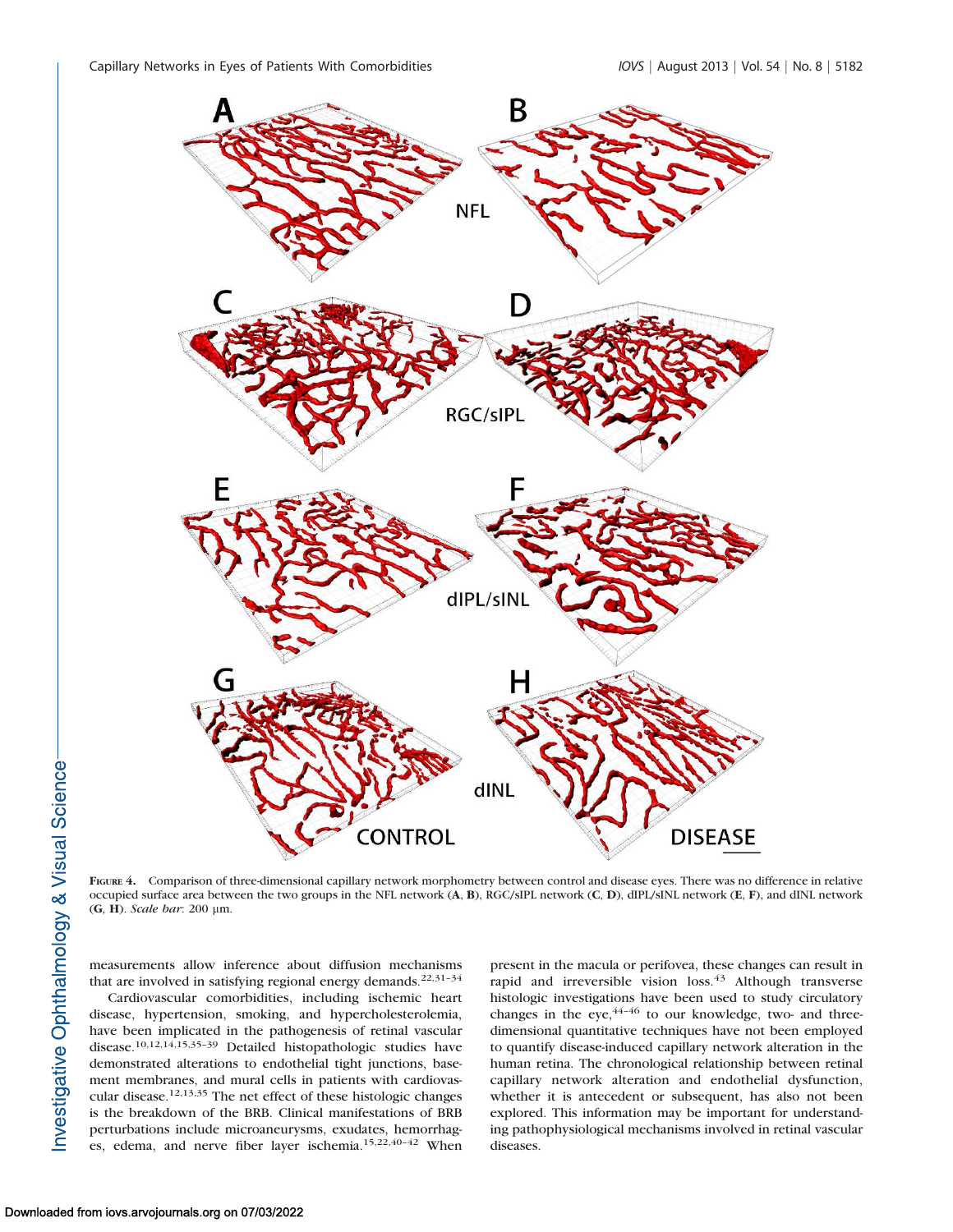**Figure 4.** Comparison of three-dimensional capillary network morphometry between control and disease eyes. There was no difference in relative occupied surface area between the two groups in the NFL network (**A**, **B**), RGC/sIPL network (**C**, **D**), dIPL/sINL network (**E**, **F**), and dINL network (**G**, **H**). *Scale bar*: 200 μm.

measurements allow inference about diffusion mechanisms that are involved in satisfying regional energy demands.[22,31–34]

Cardiovascular comorbidities, including ischemic heart disease, hypertension, smoking, and hypercholesterolemia, have been implicated in the pathogenesis of retinal vascular disease.[10,12,14,15,35–39] Detailed histopathologic studies have demonstrated alterations to endothelial tight junctions, basement membranes, and mural cells in patients with cardiovascular disease.[12,13,35] The net effect of these histologic changes is the breakdown of the BRB. Clinical manifestations of BRB perturbations include microaneurysms, exudates, hemorrhages, edema, and nerve fiber layer ischemia.[15,22,40–42] When present in the macula or perifovea, these changes can result in rapid and irreversible vision loss.[43] Although transverse histologic investigations have been used to study circulatory changes in the eye,[44–46] to our knowledge, two- and three-dimensional quantitative techniques have not been employed to quantify disease-induced capillary network alteration in the human retina. The chronological relationship between retinal capillary network alteration and endothelial dysfunction, whether it is antecedent or subsequent, has also not been explored. This information may be important for understanding pathophysiological mechanisms involved in retinal vascular diseases.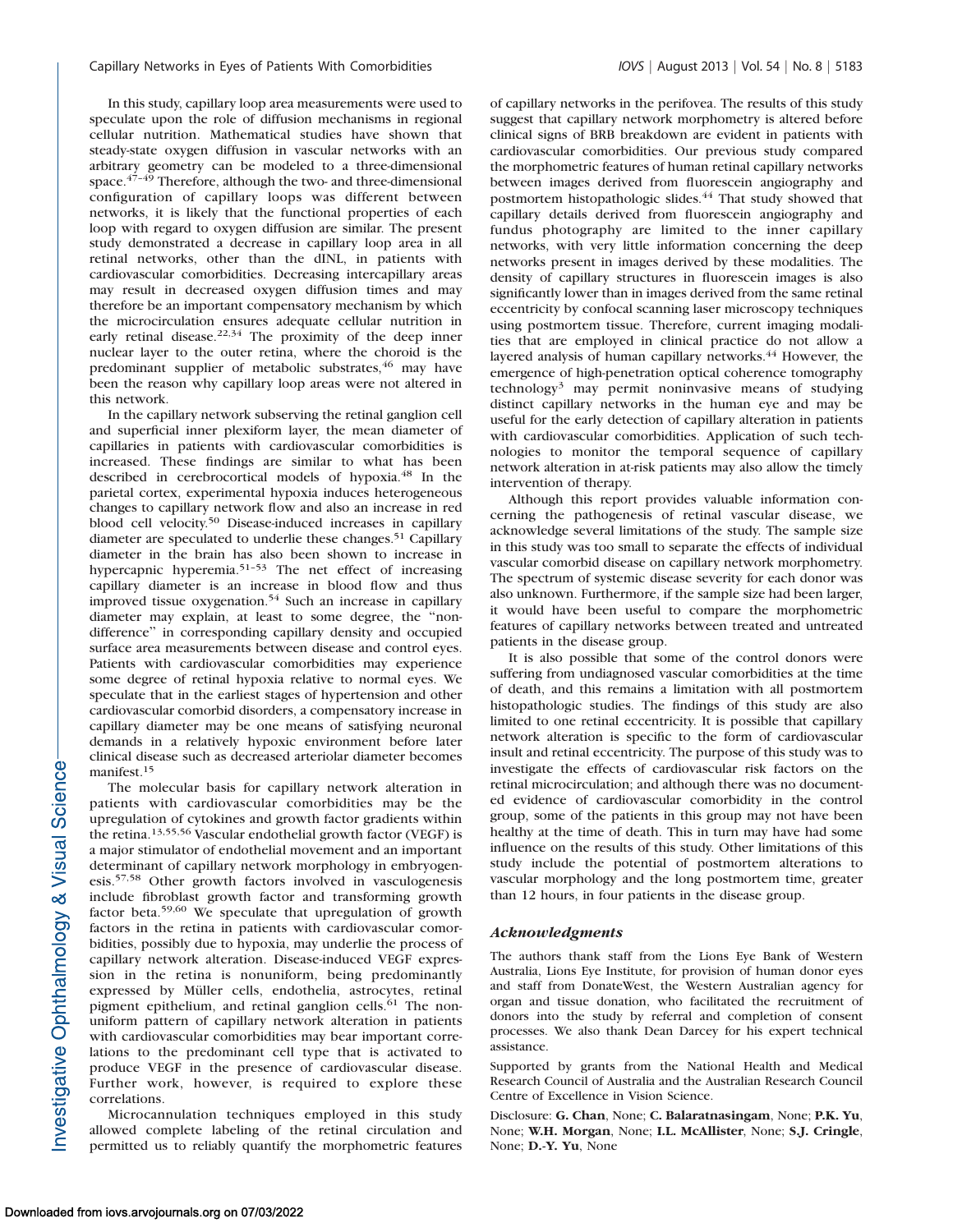In this study, capillary loop area measurements were used to speculate upon the role of diffusion mechanisms in regional cellular nutrition. Mathematical studies have shown that steady-state oxygen diffusion in vascular networks with an arbitrary geometry can be modeled to a three-dimensional space.[47–49] Therefore, although the two- and three-dimensional configuration of capillary loops was different between networks, it is likely that the functional properties of each loop with regard to oxygen diffusion are similar. The present study demonstrated a decrease in capillary loop area in all retinal networks, other than the dINL, in patients with cardiovascular comorbidities. Decreasing intercapillary areas may result in decreased oxygen diffusion times and may therefore be an important compensatory mechanism by which the microcirculation ensures adequate cellular nutrition in early retinal disease.[22,34] The proximity of the deep inner nuclear layer to the outer retina, where the choroid is the predominant supplier of metabolic substrates,[46] may have been the reason why capillary loop areas were not altered in this network.

In the capillary network subserving the retinal ganglion cell and superficial inner plexiform layer, the mean diameter of capillaries in patients with cardiovascular comorbidities is increased. These findings are similar to what has been described in cerebrocortical models of hypoxia.[48] In the parietal cortex, experimental hypoxia induces heterogeneous changes to capillary network flow and also an increase in red blood cell velocity.[50] Disease-induced increases in capillary diameter are speculated to underlie these changes.[51] Capillary diameter in the brain has also been shown to increase in hypercapnic hyperemia.[51–53] The net effect of increasing capillary diameter is an increase in blood flow and thus improved tissue oxygenation.[54] Such an increase in capillary diameter may explain, at least to some degree, the "non-difference" in corresponding capillary density and occupied surface area measurements between disease and control eyes. Patients with cardiovascular comorbidities may experience some degree of retinal hypoxia relative to normal eyes. We speculate that in the earliest stages of hypertension and other cardiovascular comorbid disorders, a compensatory increase in capillary diameter may be one means of satisfying neuronal demands in a relatively hypoxic environment before later clinical disease such as decreased arteriolar diameter becomes manifest.[15]

The molecular basis for capillary network alteration in patients with cardiovascular comorbidities may be the upregulation of cytokines and growth factor gradients within the retina.[13,55,56] Vascular endothelial growth factor (VEGF) is a major stimulator of endothelial movement and an important determinant of capillary network morphology in embryogenesis.[57,58] Other growth factors involved in vasculogenesis include fibroblast growth factor and transforming growth factor beta.[59,60] We speculate that upregulation of growth factors in the retina in patients with cardiovascular comorbidities, possibly due to hypoxia, may underlie the process of capillary network alteration. Disease-induced VEGF expression in the retina is nonuniform, being predominantly expressed by Müller cells, endothelia, astrocytes, retinal pigment epithelium, and retinal ganglion cells.[61] The nonuniform pattern of capillary network alteration in patients with cardiovascular comorbidities may bear important correlations to the predominant cell type that is activated to produce VEGF in the presence of cardiovascular disease. Further work, however, is required to explore these correlations.

Microcannulation techniques employed in this study allowed complete labeling of the retinal circulation and permitted us to reliably quantify the morphometric features of capillary networks in the perifovea. The results of this study suggest that capillary network morphometry is altered before clinical signs of BRB breakdown are evident in patients with cardiovascular comorbidities. Our previous study compared the morphometric features of human retinal capillary networks between images derived from fluorescein angiography and postmortem histopathologic slides.[44] That study showed that capillary details derived from fluorescein angiography and fundus photography are limited to the inner capillary networks, with very little information concerning the deep networks present in images derived by these modalities. The density of capillary structures in fluorescein images is also significantly lower than in images derived from the same retinal eccentricity by confocal scanning laser microscopy techniques using postmortem tissue. Therefore, current imaging modalities that are employed in clinical practice do not allow a layered analysis of human capillary networks.[44] However, the emergence of high-penetration optical coherence tomography technology[3] may permit noninvasive means of studying distinct capillary networks in the human eye and may be useful for the early detection of capillary alteration in patients with cardiovascular comorbidities. Application of such technologies to monitor the temporal sequence of capillary network alteration in at-risk patients may also allow the timely intervention of therapy.

Although this report provides valuable information concerning the pathogenesis of retinal vascular disease, we acknowledge several limitations of the study. The sample size in this study was too small to separate the effects of individual vascular comorbid disease on capillary network morphometry. The spectrum of systemic disease severity for each donor was also unknown. Furthermore, if the sample size had been larger, it would have been useful to compare the morphometric features of capillary networks between treated and untreated patients in the disease group.

It is also possible that some of the control donors were suffering from undiagnosed vascular comorbidities at the time of death, and this remains a limitation with all postmortem histopathologic studies. The findings of this study are also limited to one retinal eccentricity. It is possible that capillary network alteration is specific to the form of cardiovascular insult and retinal eccentricity. The purpose of this study was to investigate the effects of cardiovascular risk factors on the retinal microcirculation; and although there was no documented evidence of cardiovascular comorbidity in the control group, some of the patients in this group may not have been healthy at the time of death. This in turn may have had some influence on the results of this study. Other limitations of this study include the potential of postmortem alterations to vascular morphology and the long postmortem time, greater than 12 hours, in four patients in the disease group.

### *Acknowledgments*

The authors thank staff from the Lions Eye Bank of Western Australia, Lions Eye Institute, for provision of human donor eyes and staff from DonateWest, the Western Australian agency for organ and tissue donation, who facilitated the recruitment of donors into the study by referral and completion of consent processes. We also thank Dean Darcey for his expert technical assistance.

Supported by grants from the National Health and Medical Research Council of Australia and the Australian Research Council Centre of Excellence in Vision Science.

Disclosure: **G. Chan**, None; **C. Balaratnasingam**, None; **P.K. Yu**, None; **W.H. Morgan**, None; **I.L. McAllister**, None; **S.J. Cringle**, None; **D.-Y. Yu**, None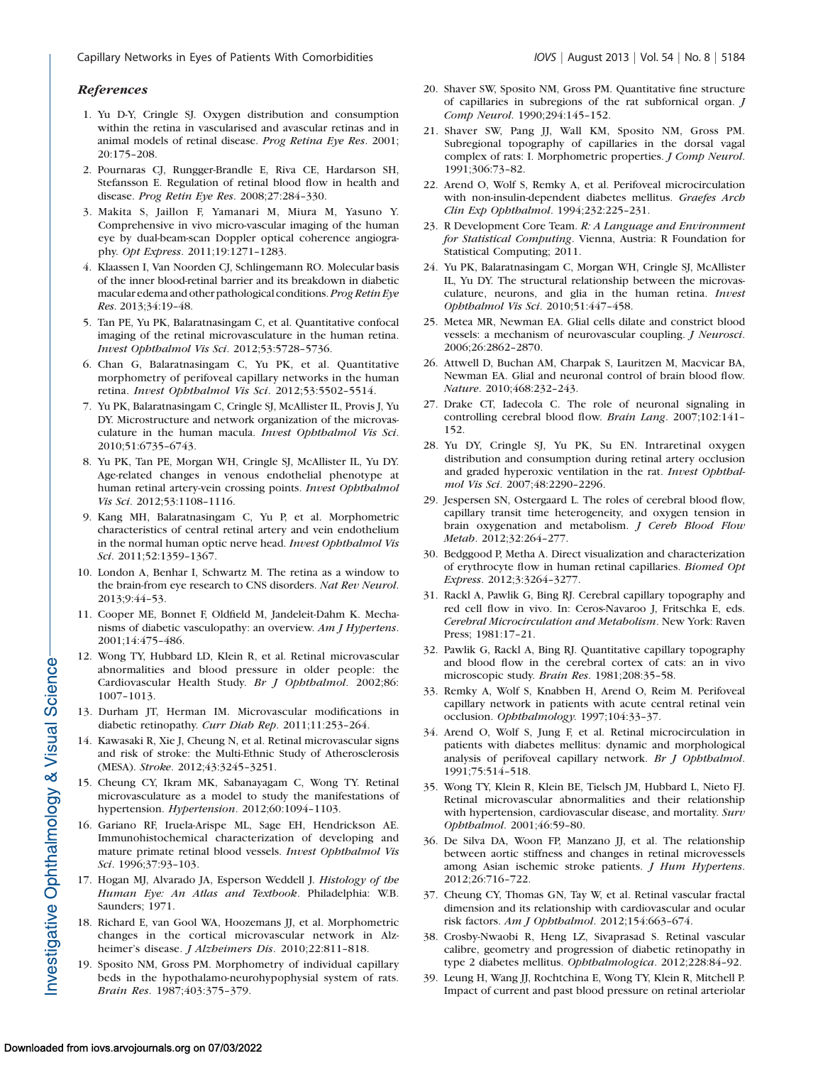### *References*

1. Yu D-Y, Cringle SJ. Oxygen distribution and consumption within the retina in vascularised and avascular retinas and in animal models of retinal disease. *Prog Retina Eye Res*. 2001; 20:175–208.
2. Pournaras CJ, Rungger-Brandle E, Riva CE, Hardarson SH, Stefansson E. Regulation of retinal blood flow in health and disease. *Prog Retin Eye Res*. 2008;27:284–330.
3. Makita S, Jaillon F, Yamanari M, Miura M, Yasuno Y. Comprehensive in vivo micro-vascular imaging of the human eye by dual-beam-scan Doppler optical coherence angiography. *Opt Express*. 2011;19:1271–1283.
4. Klaassen I, Van Noorden CJ, Schlingemann RO. Molecular basis of the inner blood-retinal barrier and its breakdown in diabetic macular edema and other pathological conditions. *Prog Retin Eye Res*. 2013;34:19–48.
5. Tan PE, Yu PK, Balaratnasingam C, et al. Quantitative confocal imaging of the retinal microvasculature in the human retina. *Invest Ophthalmol Vis Sci*. 2012;53:5728–5736.
6. Chan G, Balaratnasingam C, Yu PK, et al. Quantitative morphometry of perifoveal capillary networks in the human retina. *Invest Ophthalmol Vis Sci*. 2012;53:5502–5514.
7. Yu PK, Balaratnasingam C, Cringle SJ, McAllister IL, Provis J, Yu DY. Microstructure and network organization of the microvasculature in the human macula. *Invest Ophthalmol Vis Sci*. 2010;51:6735–6743.
8. Yu PK, Tan PE, Morgan WH, Cringle SJ, McAllister IL, Yu DY. Age-related changes in venous endothelial phenotype at human retinal artery-vein crossing points. *Invest Ophthalmol Vis Sci*. 2012;53:1108–1116.
9. Kang MH, Balaratnasingam C, Yu P, et al. Morphometric characteristics of central retinal artery and vein endothelium in the normal human optic nerve head. *Invest Ophthalmol Vis Sci*. 2011;52:1359–1367.
10. London A, Benhar I, Schwartz M. The retina as a window to the brain-from eye research to CNS disorders. *Nat Rev Neurol*. 2013;9:44–53.
11. Cooper ME, Bonnet F, Oldfield M, Jandeleit-Dahm K. Mechanisms of diabetic vasculopathy: an overview. *Am J Hypertens*. 2001;14:475–486.
12. Wong TY, Hubbard LD, Klein R, et al. Retinal microvascular abnormalities and blood pressure in older people: the Cardiovascular Health Study. *Br J Ophthalmol*. 2002;86: 1007–1013.
13. Durham JT, Herman IM. Microvascular modifications in diabetic retinopathy. *Curr Diab Rep*. 2011;11:253–264.
14. Kawasaki R, Xie J, Cheung N, et al. Retinal microvascular signs and risk of stroke: the Multi-Ethnic Study of Atherosclerosis (MESA). *Stroke*. 2012;43:3245–3251.
15. Cheung CY, Ikram MK, Sabanayagam C, Wong TY. Retinal microvasculature as a model to study the manifestations of hypertension. *Hypertension*. 2012;60:1094–1103.
16. Gariano RF, Iruela-Arispe ML, Sage EH, Hendrickson AE. Immunohistochemical characterization of developing and mature primate retinal blood vessels. *Invest Ophthalmol Vis Sci*. 1996;37:93–103.
17. Hogan MJ, Alvarado JA, Esperson Weddell J. *Histology of the Human Eye: An Atlas and Textbook*. Philadelphia: W.B. Saunders; 1971.
18. Richard E, van Gool WA, Hoozemans JJ, et al. Morphometric changes in the cortical microvascular network in Alzheimer's disease. *J Alzheimers Dis*. 2010;22:811–818.
19. Sposito NM, Gross PM. Morphometry of individual capillary beds in the hypothalamo-neurohypophysial system of rats. *Brain Res*. 1987;403:375–379.
20. Shaver SW, Sposito NM, Gross PM. Quantitative fine structure of capillaries in subregions of the rat subfornical organ. *J Comp Neurol*. 1990;294:145–152.
21. Shaver SW, Pang JJ, Wall KM, Sposito NM, Gross PM. Subregional topography of capillaries in the dorsal vagal complex of rats: I. Morphometric properties. *J Comp Neurol*. 1991;306:73–82.
22. Arend O, Wolf S, Remky A, et al. Perifoveal microcirculation with non-insulin-dependent diabetes mellitus. *Graefes Arch Clin Exp Ophthalmol*. 1994;232:225–231.
23. R Development Core Team. *R: A Language and Environment for Statistical Computing*. Vienna, Austria: R Foundation for Statistical Computing; 2011.
24. Yu PK, Balaratnasingam C, Morgan WH, Cringle SJ, McAllister IL, Yu DY. The structural relationship between the microvasculature, neurons, and glia in the human retina. *Invest Ophthalmol Vis Sci*. 2010;51:447–458.
25. Metea MR, Newman EA. Glial cells dilate and constrict blood vessels: a mechanism of neurovascular coupling. *J Neurosci*. 2006;26:2862–2870.
26. Attwell D, Buchan AM, Charpak S, Lauritzen M, Macvicar BA, Newman EA. Glial and neuronal control of brain blood flow. *Nature*. 2010;468:232–243.
27. Drake CT, Iadecola C. The role of neuronal signaling in controlling cerebral blood flow. *Brain Lang*. 2007;102:141–152.
28. Yu DY, Cringle SJ, Yu PK, Su EN. Intraretinal oxygen distribution and consumption during retinal artery occlusion and graded hyperoxic ventilation in the rat. *Invest Ophthalmol Vis Sci*. 2007;48:2290–2296.
29. Jespersen SN, Ostergaard L. The roles of cerebral blood flow, capillary transit time heterogeneity, and oxygen tension in brain oxygenation and metabolism. *J Cereb Blood Flow Metab*. 2012;32:264–277.
30. Bedggood P, Metha A. Direct visualization and characterization of erythrocyte flow in human retinal capillaries. *Biomed Opt Express*. 2012;3:3264–3277.
31. Rackl A, Pawlik G, Bing RJ. Cerebral capillary topography and red cell flow in vivo. In: Ceros-Navaroo J, Fritschka E, eds. *Cerebral Microcirculation and Metabolism*. New York: Raven Press; 1981:17–21.
32. Pawlik G, Rackl A, Bing RJ. Quantitative capillary topography and blood flow in the cerebral cortex of cats: an in vivo microscopic study. *Brain Res*. 1981;208:35–58.
33. Remky A, Wolf S, Knabben H, Arend O, Reim M. Perifoveal capillary network in patients with acute central retinal vein occlusion. *Ophthalmology*. 1997;104:33–37.
34. Arend O, Wolf S, Jung F, et al. Retinal microcirculation in patients with diabetes mellitus: dynamic and morphological analysis of perifoveal capillary network. *Br J Ophthalmol*. 1991;75:514–518.
35. Wong TY, Klein R, Klein BE, Tielsch JM, Hubbard L, Nieto FJ. Retinal microvascular abnormalities and their relationship with hypertension, cardiovascular disease, and mortality. *Surv Ophthalmol*. 2001;46:59–80.
36. De Silva DA, Woon FP, Manzano JJ, et al. The relationship between aortic stiffness and changes in retinal microvessels among Asian ischemic stroke patients. *J Hum Hypertens*. 2012;26:716–722.
37. Cheung CY, Thomas GN, Tay W, et al. Retinal vascular fractal dimension and its relationship with cardiovascular and ocular risk factors. *Am J Ophthalmol*. 2012;154:663–674.
38. Crosby-Nwaobi R, Heng LZ, Sivaprasad S. Retinal vascular calibre, geometry and progression of diabetic retinopathy in type 2 diabetes mellitus. *Ophthalmologica*. 2012;228:84–92.
39. Leung H, Wang JJ, Rochtchina E, Wong TY, Klein R, Mitchell P. Impact of current and past blood pressure on retinal arteriolar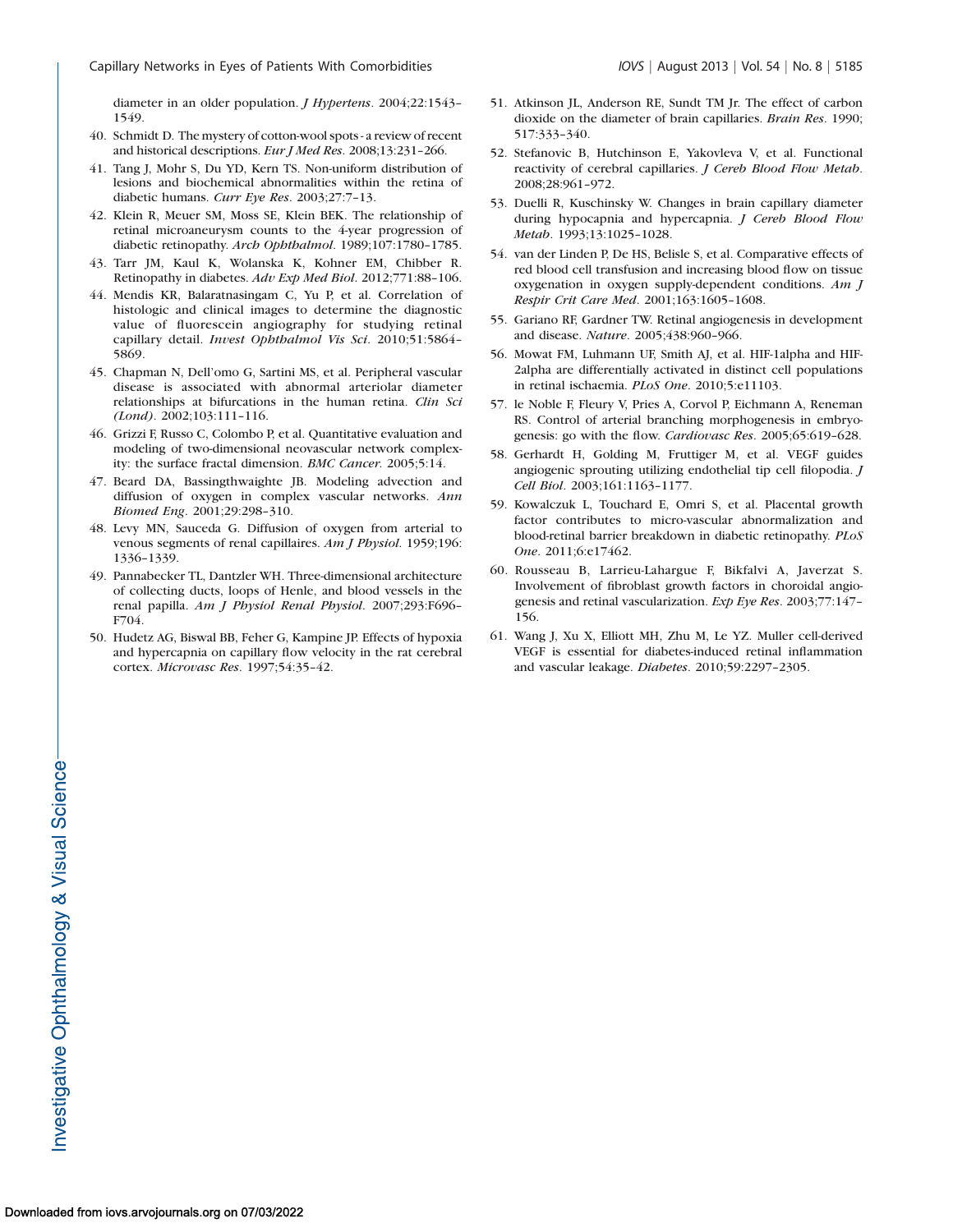diameter in an older population. *J Hypertens*. 2004;22:1543–1549.

40. Schmidt D. The mystery of cotton-wool spots - a review of recent and historical descriptions. *Eur J Med Res*. 2008;13:231–266.
41. Tang J, Mohr S, Du YD, Kern TS. Non-uniform distribution of lesions and biochemical abnormalities within the retina of diabetic humans. *Curr Eye Res*. 2003;27:7–13.
42. Klein R, Meuer SM, Moss SE, Klein BEK. The relationship of retinal microaneurysm counts to the 4-year progression of diabetic retinopathy. *Arch Ophthalmol*. 1989;107:1780–1785.
43. Tarr JM, Kaul K, Wolanska K, Kohner EM, Chibber R. Retinopathy in diabetes. *Adv Exp Med Biol*. 2012;771:88–106.
44. Mendis KR, Balaratnasingam C, Yu P, et al. Correlation of histologic and clinical images to determine the diagnostic value of fluorescein angiography for studying retinal capillary detail. *Invest Ophthalmol Vis Sci*. 2010;51:5864–5869.
45. Chapman N, Dell'omo G, Sartini MS, et al. Peripheral vascular disease is associated with abnormal arteriolar diameter relationships at bifurcations in the human retina. *Clin Sci (Lond)*. 2002;103:111–116.
46. Grizzi F, Russo C, Colombo P, et al. Quantitative evaluation and modeling of two-dimensional neovascular network complexity: the surface fractal dimension. *BMC Cancer*. 2005;5:14.
47. Beard DA, Bassingthwaighte JB. Modeling advection and diffusion of oxygen in complex vascular networks. *Ann Biomed Eng*. 2001;29:298–310.
48. Levy MN, Sauceda G. Diffusion of oxygen from arterial to venous segments of renal capillaires. *Am J Physiol*. 1959;196:1336–1339.
49. Pannabecker TL, Dantzler WH. Three-dimensional architecture of collecting ducts, loops of Henle, and blood vessels in the renal papilla. *Am J Physiol Renal Physiol*. 2007;293:F696–F704.
50. Hudetz AG, Biswal BB, Feher G, Kampine JP. Effects of hypoxia and hypercapnia on capillary flow velocity in the rat cerebral cortex. *Microvasc Res*. 1997;54:35–42.
51. Atkinson JL, Anderson RE, Sundt TM Jr. The effect of carbon dioxide on the diameter of brain capillaries. *Brain Res*. 1990;517:333–340.
52. Stefanovic B, Hutchinson E, Yakovleva V, et al. Functional reactivity of cerebral capillaries. *J Cereb Blood Flow Metab*. 2008;28:961–972.
53. Duelli R, Kuschinsky W. Changes in brain capillary diameter during hypocapnia and hypercapnia. *J Cereb Blood Flow Metab*. 1993;13:1025–1028.
54. van der Linden P, De HS, Belisle S, et al. Comparative effects of red blood cell transfusion and increasing blood flow on tissue oxygenation in oxygen supply-dependent conditions. *Am J Respir Crit Care Med*. 2001;163:1605–1608.
55. Gariano RF, Gardner TW. Retinal angiogenesis in development and disease. *Nature*. 2005;438:960–966.
56. Mowat FM, Luhmann UF, Smith AJ, et al. HIF-1alpha and HIF-2alpha are differentially activated in distinct cell populations in retinal ischaemia. *PLoS One*. 2010;5:e11103.
57. le Noble F, Fleury V, Pries A, Corvol P, Eichmann A, Reneman RS. Control of arterial branching morphogenesis in embryogenesis: go with the flow. *Cardiovasc Res*. 2005;65:619–628.
58. Gerhardt H, Golding M, Fruttiger M, et al. VEGF guides angiogenic sprouting utilizing endothelial tip cell filopodia. *J Cell Biol*. 2003;161:1163–1177.
59. Kowalczuk L, Touchard E, Omri S, et al. Placental growth factor contributes to micro-vascular abnormalization and blood-retinal barrier breakdown in diabetic retinopathy. *PLoS One*. 2011;6:e17462.
60. Rousseau B, Larrieu-Lahargue F, Bikfalvi A, Javerzat S. Involvement of fibroblast growth factors in choroidal angiogenesis and retinal vascularization. *Exp Eye Res*. 2003;77:147–156.
61. Wang J, Xu X, Elliott MH, Zhu M, Le YZ. Muller cell-derived VEGF is essential for diabetes-induced retinal inflammation and vascular leakage. *Diabetes*. 2010;59:2297–2305.